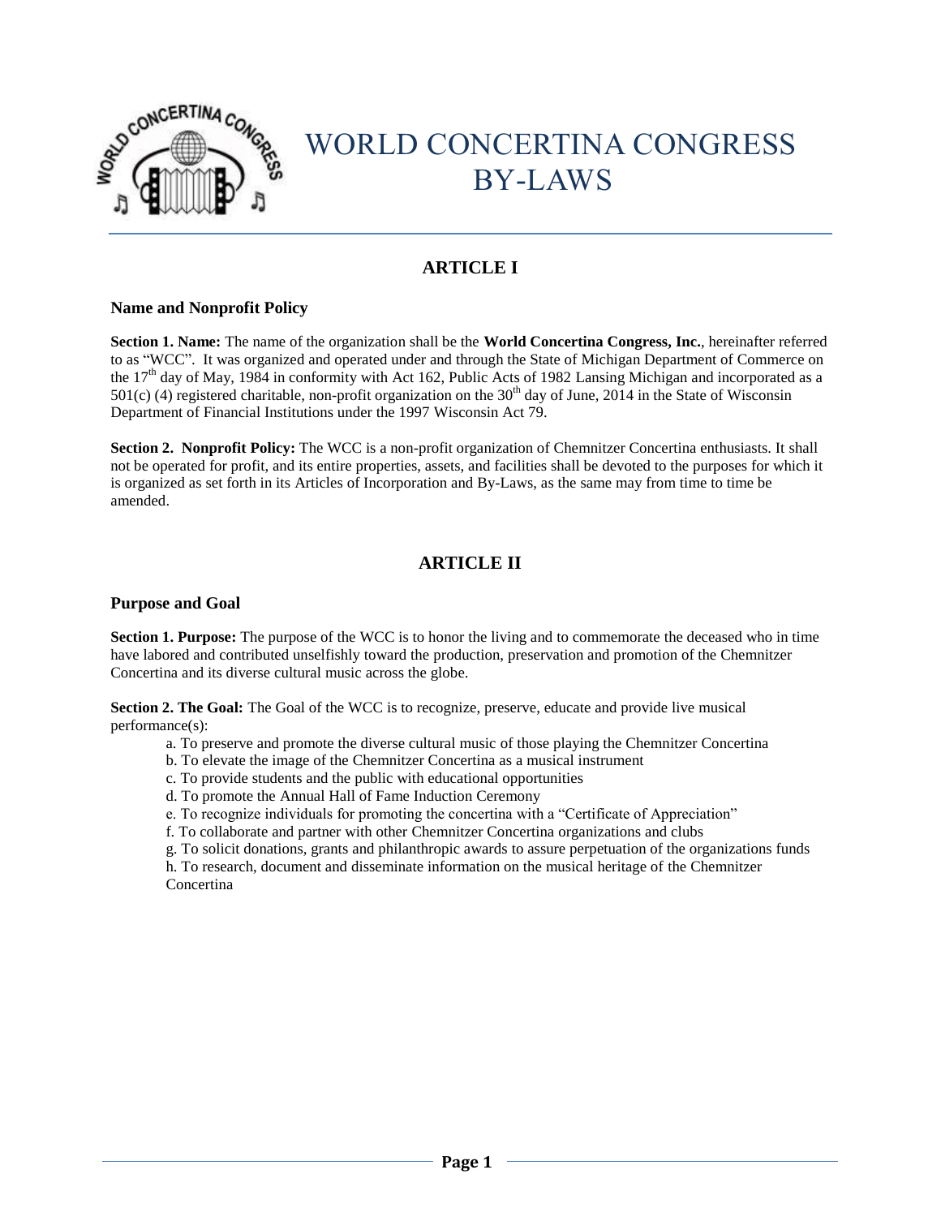# WORLD CONCERTINA CONGRESS BY-LAWS

## ARTICLE I

### Name and Nonprofit Policy

**Section 1. Name:** The name of the organization shall be the **World Concertina Congress, Inc.**, hereinafter referred to as "WCC". It was organized and operated under and through the State of Michigan Department of Commerce on the 17th day of May, 1984 in conformity with Act 162, Public Acts of 1982 Lansing Michigan and incorporated as a 501(c) (4) registered charitable, non-profit organization on the 30th day of June, 2014 in the State of Wisconsin Department of Financial Institutions under the 1997 Wisconsin Act 79.

**Section 2. Nonprofit Policy:** The WCC is a non-profit organization of Chemnitzer Concertina enthusiasts. It shall not be operated for profit, and its entire properties, assets, and facilities shall be devoted to the purposes for which it is organized as set forth in its Articles of Incorporation and By-Laws, as the same may from time to time be amended.

## ARTICLE II

### Purpose and Goal

**Section 1. Purpose:** The purpose of the WCC is to honor the living and to commemorate the deceased who in time have labored and contributed unselfishly toward the production, preservation and promotion of the Chemnitzer Concertina and its diverse cultural music across the globe.

**Section 2. The Goal:** The Goal of the WCC is to recognize, preserve, educate and provide live musical performance(s):

a. To preserve and promote the diverse cultural music of those playing the Chemnitzer Concertina
b. To elevate the image of the Chemnitzer Concertina as a musical instrument
c. To provide students and the public with educational opportunities
d. To promote the Annual Hall of Fame Induction Ceremony
e. To recognize individuals for promoting the concertina with a "Certificate of Appreciation"
f. To collaborate and partner with other Chemnitzer Concertina organizations and clubs
g. To solicit donations, grants and philanthropic awards to assure perpetuation of the organizations funds
h. To research, document and disseminate information on the musical heritage of the Chemnitzer Concertina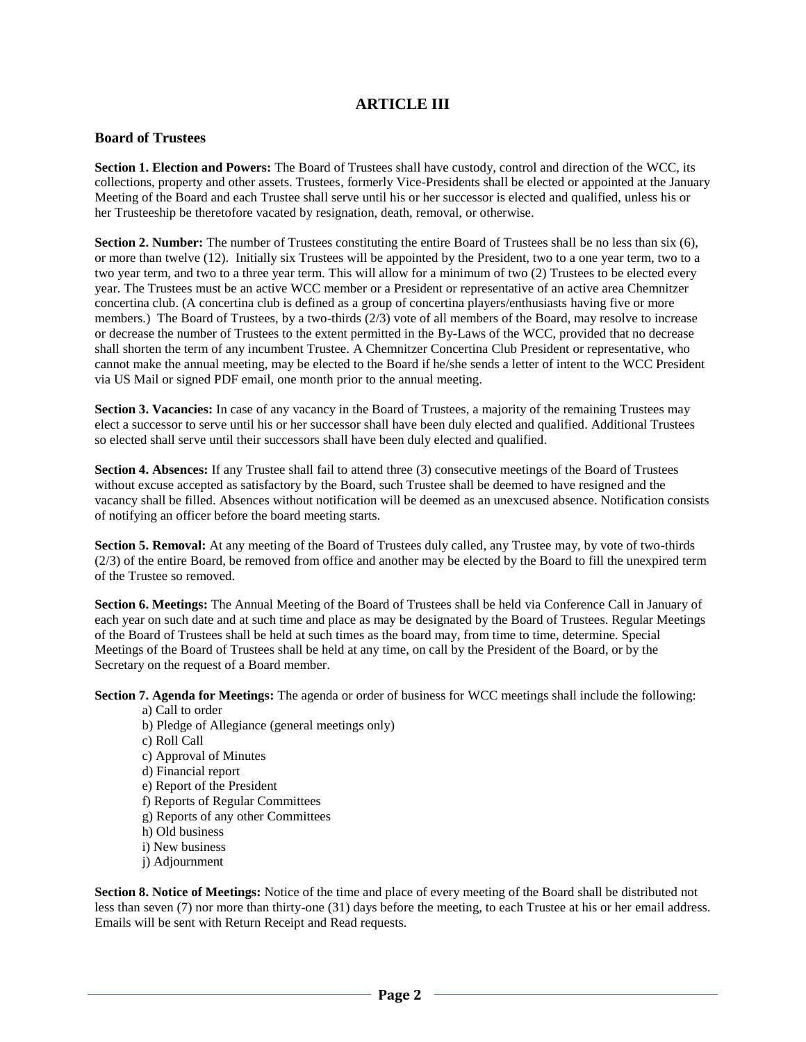## ARTICLE III

### Board of Trustees

**Section 1. Election and Powers:** The Board of Trustees shall have custody, control and direction of the WCC, its collections, property and other assets. Trustees, formerly Vice-Presidents shall be elected or appointed at the January Meeting of the Board and each Trustee shall serve until his or her successor is elected and qualified, unless his or her Trusteeship be theretofore vacated by resignation, death, removal, or otherwise.

**Section 2. Number:** The number of Trustees constituting the entire Board of Trustees shall be no less than six (6), or more than twelve (12). Initially six Trustees will be appointed by the President, two to a one year term, two to a two year term, and two to a three year term. This will allow for a minimum of two (2) Trustees to be elected every year. The Trustees must be an active WCC member or a President or representative of an active area Chemnitzer concertina club. (A concertina club is defined as a group of concertina players/enthusiasts having five or more members.) The Board of Trustees, by a two-thirds (2/3) vote of all members of the Board, may resolve to increase or decrease the number of Trustees to the extent permitted in the By-Laws of the WCC, provided that no decrease shall shorten the term of any incumbent Trustee. A Chemnitzer Concertina Club President or representative, who cannot make the annual meeting, may be elected to the Board if he/she sends a letter of intent to the WCC President via US Mail or signed PDF email, one month prior to the annual meeting.

**Section 3. Vacancies:** In case of any vacancy in the Board of Trustees, a majority of the remaining Trustees may elect a successor to serve until his or her successor shall have been duly elected and qualified. Additional Trustees so elected shall serve until their successors shall have been duly elected and qualified.

**Section 4. Absences:** If any Trustee shall fail to attend three (3) consecutive meetings of the Board of Trustees without excuse accepted as satisfactory by the Board, such Trustee shall be deemed to have resigned and the vacancy shall be filled. Absences without notification will be deemed as an unexcused absence. Notification consists of notifying an officer before the board meeting starts.

**Section 5. Removal:** At any meeting of the Board of Trustees duly called, any Trustee may, by vote of two-thirds (2/3) of the entire Board, be removed from office and another may be elected by the Board to fill the unexpired term of the Trustee so removed.

**Section 6. Meetings:** The Annual Meeting of the Board of Trustees shall be held via Conference Call in January of each year on such date and at such time and place as may be designated by the Board of Trustees. Regular Meetings of the Board of Trustees shall be held at such times as the board may, from time to time, determine. Special Meetings of the Board of Trustees shall be held at any time, on call by the President of the Board, or by the Secretary on the request of a Board member.

**Section 7. Agenda for Meetings:** The agenda or order of business for WCC meetings shall include the following:

- a) Call to order
- b) Pledge of Allegiance (general meetings only)
- c) Roll Call
- c) Approval of Minutes
- d) Financial report
- e) Report of the President
- f) Reports of Regular Committees
- g) Reports of any other Committees
- h) Old business
- i) New business
- j) Adjournment

**Section 8. Notice of Meetings:** Notice of the time and place of every meeting of the Board shall be distributed not less than seven (7) nor more than thirty-one (31) days before the meeting, to each Trustee at his or her email address. Emails will be sent with Return Receipt and Read requests.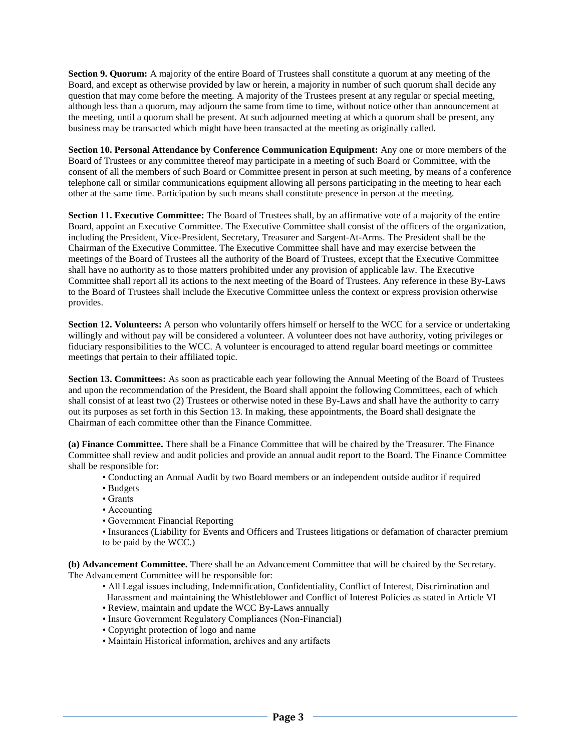**Section 9. Quorum:** A majority of the entire Board of Trustees shall constitute a quorum at any meeting of the Board, and except as otherwise provided by law or herein, a majority in number of such quorum shall decide any question that may come before the meeting. A majority of the Trustees present at any regular or special meeting, although less than a quorum, may adjourn the same from time to time, without notice other than announcement at the meeting, until a quorum shall be present. At such adjourned meeting at which a quorum shall be present, any business may be transacted which might have been transacted at the meeting as originally called.

**Section 10. Personal Attendance by Conference Communication Equipment:** Any one or more members of the Board of Trustees or any committee thereof may participate in a meeting of such Board or Committee, with the consent of all the members of such Board or Committee present in person at such meeting, by means of a conference telephone call or similar communications equipment allowing all persons participating in the meeting to hear each other at the same time. Participation by such means shall constitute presence in person at the meeting.

**Section 11. Executive Committee:** The Board of Trustees shall, by an affirmative vote of a majority of the entire Board, appoint an Executive Committee. The Executive Committee shall consist of the officers of the organization, including the President, Vice-President, Secretary, Treasurer and Sargent-At-Arms. The President shall be the Chairman of the Executive Committee. The Executive Committee shall have and may exercise between the meetings of the Board of Trustees all the authority of the Board of Trustees, except that the Executive Committee shall have no authority as to those matters prohibited under any provision of applicable law. The Executive Committee shall report all its actions to the next meeting of the Board of Trustees. Any reference in these By-Laws to the Board of Trustees shall include the Executive Committee unless the context or express provision otherwise provides.

**Section 12. Volunteers:** A person who voluntarily offers himself or herself to the WCC for a service or undertaking willingly and without pay will be considered a volunteer. A volunteer does not have authority, voting privileges or fiduciary responsibilities to the WCC. A volunteer is encouraged to attend regular board meetings or committee meetings that pertain to their affiliated topic.

**Section 13. Committees:** As soon as practicable each year following the Annual Meeting of the Board of Trustees and upon the recommendation of the President, the Board shall appoint the following Committees, each of which shall consist of at least two (2) Trustees or otherwise noted in these By-Laws and shall have the authority to carry out its purposes as set forth in this Section 13. In making, these appointments, the Board shall designate the Chairman of each committee other than the Finance Committee.

**(a) Finance Committee.** There shall be a Finance Committee that will be chaired by the Treasurer. The Finance Committee shall review and audit policies and provide an annual audit report to the Board. The Finance Committee shall be responsible for:

- Conducting an Annual Audit by two Board members or an independent outside auditor if required
- Budgets
- Grants
- Accounting
- Government Financial Reporting
- Insurances (Liability for Events and Officers and Trustees litigations or defamation of character premium to be paid by the WCC.)

**(b) Advancement Committee.** There shall be an Advancement Committee that will be chaired by the Secretary. The Advancement Committee will be responsible for:

- All Legal issues including, Indemnification, Confidentiality, Conflict of Interest, Discrimination and Harassment and maintaining the Whistleblower and Conflict of Interest Policies as stated in Article VI
- Review, maintain and update the WCC By-Laws annually
- Insure Government Regulatory Compliances (Non-Financial)
- Copyright protection of logo and name
- Maintain Historical information, archives and any artifacts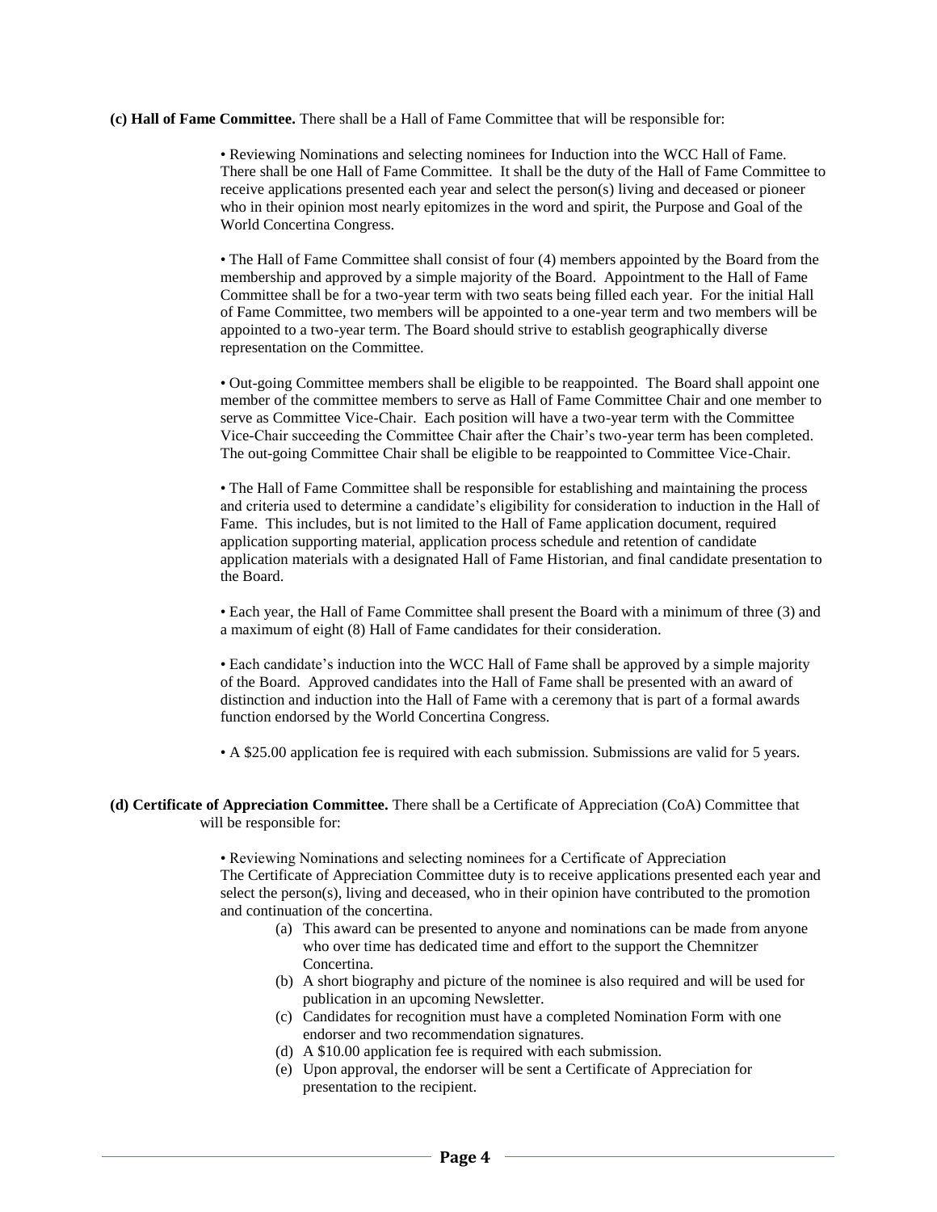**(c) Hall of Fame Committee.** There shall be a Hall of Fame Committee that will be responsible for:

• Reviewing Nominations and selecting nominees for Induction into the WCC Hall of Fame. There shall be one Hall of Fame Committee. It shall be the duty of the Hall of Fame Committee to receive applications presented each year and select the person(s) living and deceased or pioneer who in their opinion most nearly epitomizes in the word and spirit, the Purpose and Goal of the World Concertina Congress.

• The Hall of Fame Committee shall consist of four (4) members appointed by the Board from the membership and approved by a simple majority of the Board. Appointment to the Hall of Fame Committee shall be for a two-year term with two seats being filled each year. For the initial Hall of Fame Committee, two members will be appointed to a one-year term and two members will be appointed to a two-year term. The Board should strive to establish geographically diverse representation on the Committee.

• Out-going Committee members shall be eligible to be reappointed. The Board shall appoint one member of the committee members to serve as Hall of Fame Committee Chair and one member to serve as Committee Vice-Chair. Each position will have a two-year term with the Committee Vice-Chair succeeding the Committee Chair after the Chair's two-year term has been completed. The out-going Committee Chair shall be eligible to be reappointed to Committee Vice-Chair.

• The Hall of Fame Committee shall be responsible for establishing and maintaining the process and criteria used to determine a candidate's eligibility for consideration to induction in the Hall of Fame. This includes, but is not limited to the Hall of Fame application document, required application supporting material, application process schedule and retention of candidate application materials with a designated Hall of Fame Historian, and final candidate presentation to the Board.

• Each year, the Hall of Fame Committee shall present the Board with a minimum of three (3) and a maximum of eight (8) Hall of Fame candidates for their consideration.

• Each candidate's induction into the WCC Hall of Fame shall be approved by a simple majority of the Board. Approved candidates into the Hall of Fame shall be presented with an award of distinction and induction into the Hall of Fame with a ceremony that is part of a formal awards function endorsed by the World Concertina Congress.

• A $25.00 application fee is required with each submission. Submissions are valid for 5 years.

**(d) Certificate of Appreciation Committee.** There shall be a Certificate of Appreciation (CoA) Committee that will be responsible for:

• Reviewing Nominations and selecting nominees for a Certificate of Appreciation
The Certificate of Appreciation Committee duty is to receive applications presented each year and select the person(s), living and deceased, who in their opinion have contributed to the promotion and continuation of the concertina.

(a) This award can be presented to anyone and nominations can be made from anyone who over time has dedicated time and effort to the support the Chemnitzer Concertina.
(b) A short biography and picture of the nominee is also required and will be used for publication in an upcoming Newsletter.
(c) Candidates for recognition must have a completed Nomination Form with one endorser and two recommendation signatures.
(d) A $10.00 application fee is required with each submission.
(e) Upon approval, the endorser will be sent a Certificate of Appreciation for presentation to the recipient.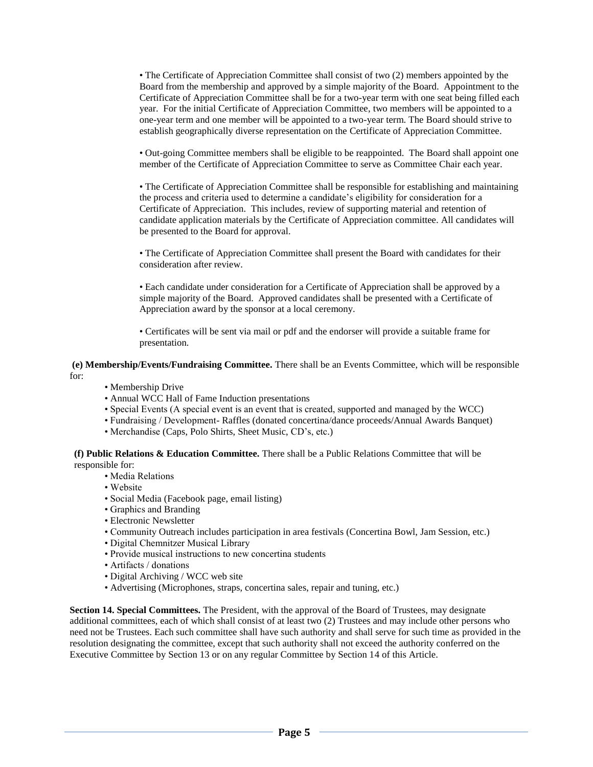• The Certificate of Appreciation Committee shall consist of two (2) members appointed by the Board from the membership and approved by a simple majority of the Board. Appointment to the Certificate of Appreciation Committee shall be for a two-year term with one seat being filled each year. For the initial Certificate of Appreciation Committee, two members will be appointed to a one-year term and one member will be appointed to a two-year term. The Board should strive to establish geographically diverse representation on the Certificate of Appreciation Committee.

• Out-going Committee members shall be eligible to be reappointed. The Board shall appoint one member of the Certificate of Appreciation Committee to serve as Committee Chair each year.

• The Certificate of Appreciation Committee shall be responsible for establishing and maintaining the process and criteria used to determine a candidate's eligibility for consideration for a Certificate of Appreciation. This includes, review of supporting material and retention of candidate application materials by the Certificate of Appreciation committee. All candidates will be presented to the Board for approval.

• The Certificate of Appreciation Committee shall present the Board with candidates for their consideration after review.

• Each candidate under consideration for a Certificate of Appreciation shall be approved by a simple majority of the Board. Approved candidates shall be presented with a Certificate of Appreciation award by the sponsor at a local ceremony.

• Certificates will be sent via mail or pdf and the endorser will provide a suitable frame for presentation.

**(e) Membership/Events/Fundraising Committee.** There shall be an Events Committee, which will be responsible for:

- Membership Drive
- Annual WCC Hall of Fame Induction presentations
- Special Events (A special event is an event that is created, supported and managed by the WCC)
- Fundraising / Development- Raffles (donated concertina/dance proceeds/Annual Awards Banquet)
- Merchandise (Caps, Polo Shirts, Sheet Music, CD's, etc.)

**(f) Public Relations & Education Committee.** There shall be a Public Relations Committee that will be responsible for:

- Media Relations
- Website
- Social Media (Facebook page, email listing)
- Graphics and Branding
- Electronic Newsletter
- Community Outreach includes participation in area festivals (Concertina Bowl, Jam Session, etc.)
- Digital Chemnitzer Musical Library
- Provide musical instructions to new concertina students
- Artifacts / donations
- Digital Archiving / WCC web site
- Advertising (Microphones, straps, concertina sales, repair and tuning, etc.)

**Section 14. Special Committees.** The President, with the approval of the Board of Trustees, may designate additional committees, each of which shall consist of at least two (2) Trustees and may include other persons who need not be Trustees. Each such committee shall have such authority and shall serve for such time as provided in the resolution designating the committee, except that such authority shall not exceed the authority conferred on the Executive Committee by Section 13 or on any regular Committee by Section 14 of this Article.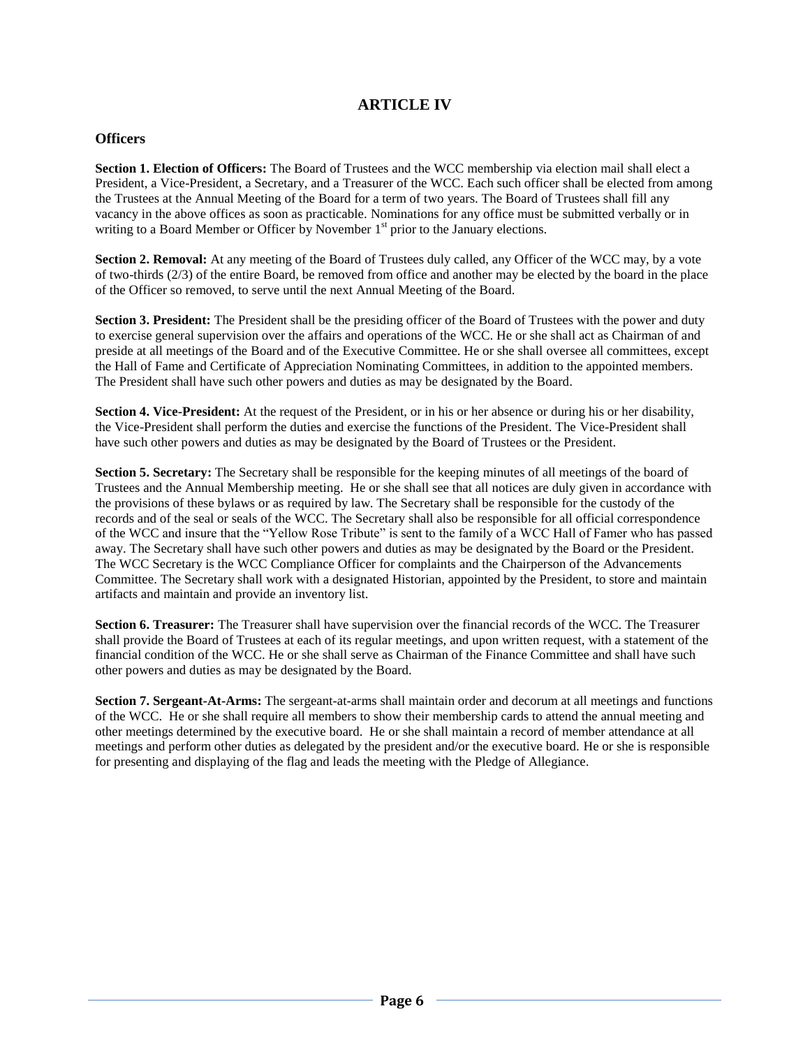# ARTICLE IV

## Officers

**Section 1. Election of Officers:** The Board of Trustees and the WCC membership via election mail shall elect a President, a Vice-President, a Secretary, and a Treasurer of the WCC. Each such officer shall be elected from among the Trustees at the Annual Meeting of the Board for a term of two years. The Board of Trustees shall fill any vacancy in the above offices as soon as practicable. Nominations for any office must be submitted verbally or in writing to a Board Member or Officer by November 1st prior to the January elections.

**Section 2. Removal:** At any meeting of the Board of Trustees duly called, any Officer of the WCC may, by a vote of two-thirds (2/3) of the entire Board, be removed from office and another may be elected by the board in the place of the Officer so removed, to serve until the next Annual Meeting of the Board.

**Section 3. President:** The President shall be the presiding officer of the Board of Trustees with the power and duty to exercise general supervision over the affairs and operations of the WCC. He or she shall act as Chairman of and preside at all meetings of the Board and of the Executive Committee. He or she shall oversee all committees, except the Hall of Fame and Certificate of Appreciation Nominating Committees, in addition to the appointed members. The President shall have such other powers and duties as may be designated by the Board.

**Section 4. Vice-President:** At the request of the President, or in his or her absence or during his or her disability, the Vice-President shall perform the duties and exercise the functions of the President. The Vice-President shall have such other powers and duties as may be designated by the Board of Trustees or the President.

**Section 5. Secretary:** The Secretary shall be responsible for the keeping minutes of all meetings of the board of Trustees and the Annual Membership meeting. He or she shall see that all notices are duly given in accordance with the provisions of these bylaws or as required by law. The Secretary shall be responsible for the custody of the records and of the seal or seals of the WCC. The Secretary shall also be responsible for all official correspondence of the WCC and insure that the "Yellow Rose Tribute" is sent to the family of a WCC Hall of Famer who has passed away. The Secretary shall have such other powers and duties as may be designated by the Board or the President. The WCC Secretary is the WCC Compliance Officer for complaints and the Chairperson of the Advancements Committee. The Secretary shall work with a designated Historian, appointed by the President, to store and maintain artifacts and maintain and provide an inventory list.

**Section 6. Treasurer:** The Treasurer shall have supervision over the financial records of the WCC. The Treasurer shall provide the Board of Trustees at each of its regular meetings, and upon written request, with a statement of the financial condition of the WCC. He or she shall serve as Chairman of the Finance Committee and shall have such other powers and duties as may be designated by the Board.

**Section 7. Sergeant-At-Arms:** The sergeant-at-arms shall maintain order and decorum at all meetings and functions of the WCC. He or she shall require all members to show their membership cards to attend the annual meeting and other meetings determined by the executive board. He or she shall maintain a record of member attendance at all meetings and perform other duties as delegated by the president and/or the executive board. He or she is responsible for presenting and displaying of the flag and leads the meeting with the Pledge of Allegiance.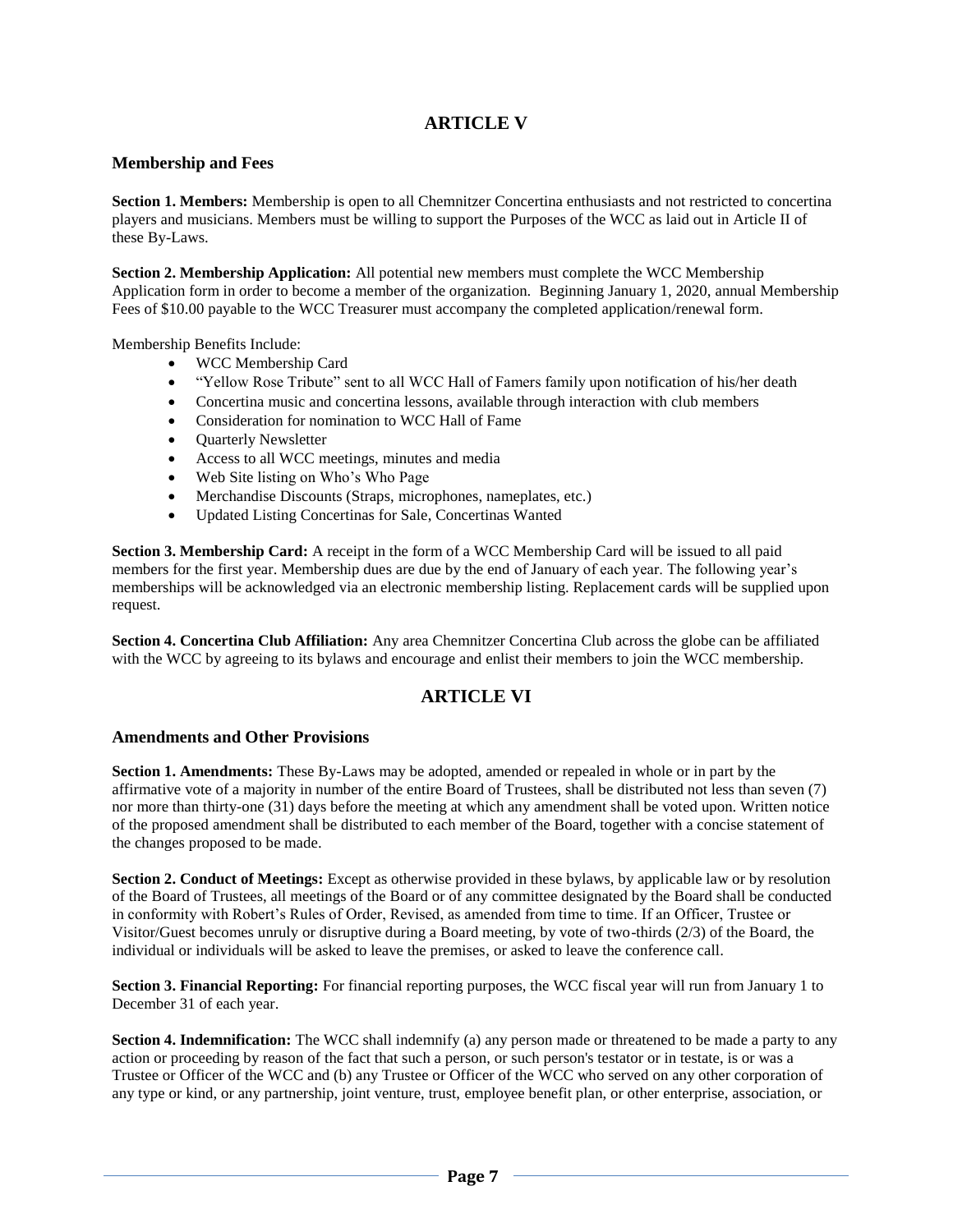## ARTICLE V

### Membership and Fees

**Section 1. Members:** Membership is open to all Chemnitzer Concertina enthusiasts and not restricted to concertina players and musicians. Members must be willing to support the Purposes of the WCC as laid out in Article II of these By-Laws.

**Section 2. Membership Application:** All potential new members must complete the WCC Membership Application form in order to become a member of the organization. Beginning January 1, 2020, annual Membership Fees of $10.00 payable to the WCC Treasurer must accompany the completed application/renewal form.

Membership Benefits Include:

- WCC Membership Card
- "Yellow Rose Tribute" sent to all WCC Hall of Famers family upon notification of his/her death
- Concertina music and concertina lessons, available through interaction with club members
- Consideration for nomination to WCC Hall of Fame
- Quarterly Newsletter
- Access to all WCC meetings, minutes and media
- Web Site listing on Who's Who Page
- Merchandise Discounts (Straps, microphones, nameplates, etc.)
- Updated Listing Concertinas for Sale, Concertinas Wanted

**Section 3. Membership Card:** A receipt in the form of a WCC Membership Card will be issued to all paid members for the first year. Membership dues are due by the end of January of each year. The following year's memberships will be acknowledged via an electronic membership listing. Replacement cards will be supplied upon request.

**Section 4. Concertina Club Affiliation:** Any area Chemnitzer Concertina Club across the globe can be affiliated with the WCC by agreeing to its bylaws and encourage and enlist their members to join the WCC membership.

## ARTICLE VI

### Amendments and Other Provisions

**Section 1. Amendments:** These By-Laws may be adopted, amended or repealed in whole or in part by the affirmative vote of a majority in number of the entire Board of Trustees, shall be distributed not less than seven (7) nor more than thirty-one (31) days before the meeting at which any amendment shall be voted upon. Written notice of the proposed amendment shall be distributed to each member of the Board, together with a concise statement of the changes proposed to be made.

**Section 2. Conduct of Meetings:** Except as otherwise provided in these bylaws, by applicable law or by resolution of the Board of Trustees, all meetings of the Board or of any committee designated by the Board shall be conducted in conformity with Robert's Rules of Order, Revised, as amended from time to time. If an Officer, Trustee or Visitor/Guest becomes unruly or disruptive during a Board meeting, by vote of two-thirds (2/3) of the Board, the individual or individuals will be asked to leave the premises, or asked to leave the conference call.

**Section 3. Financial Reporting:** For financial reporting purposes, the WCC fiscal year will run from January 1 to December 31 of each year.

**Section 4. Indemnification:** The WCC shall indemnify (a) any person made or threatened to be made a party to any action or proceeding by reason of the fact that such a person, or such person's testator or in testate, is or was a Trustee or Officer of the WCC and (b) any Trustee or Officer of the WCC who served on any other corporation of any type or kind, or any partnership, joint venture, trust, employee benefit plan, or other enterprise, association, or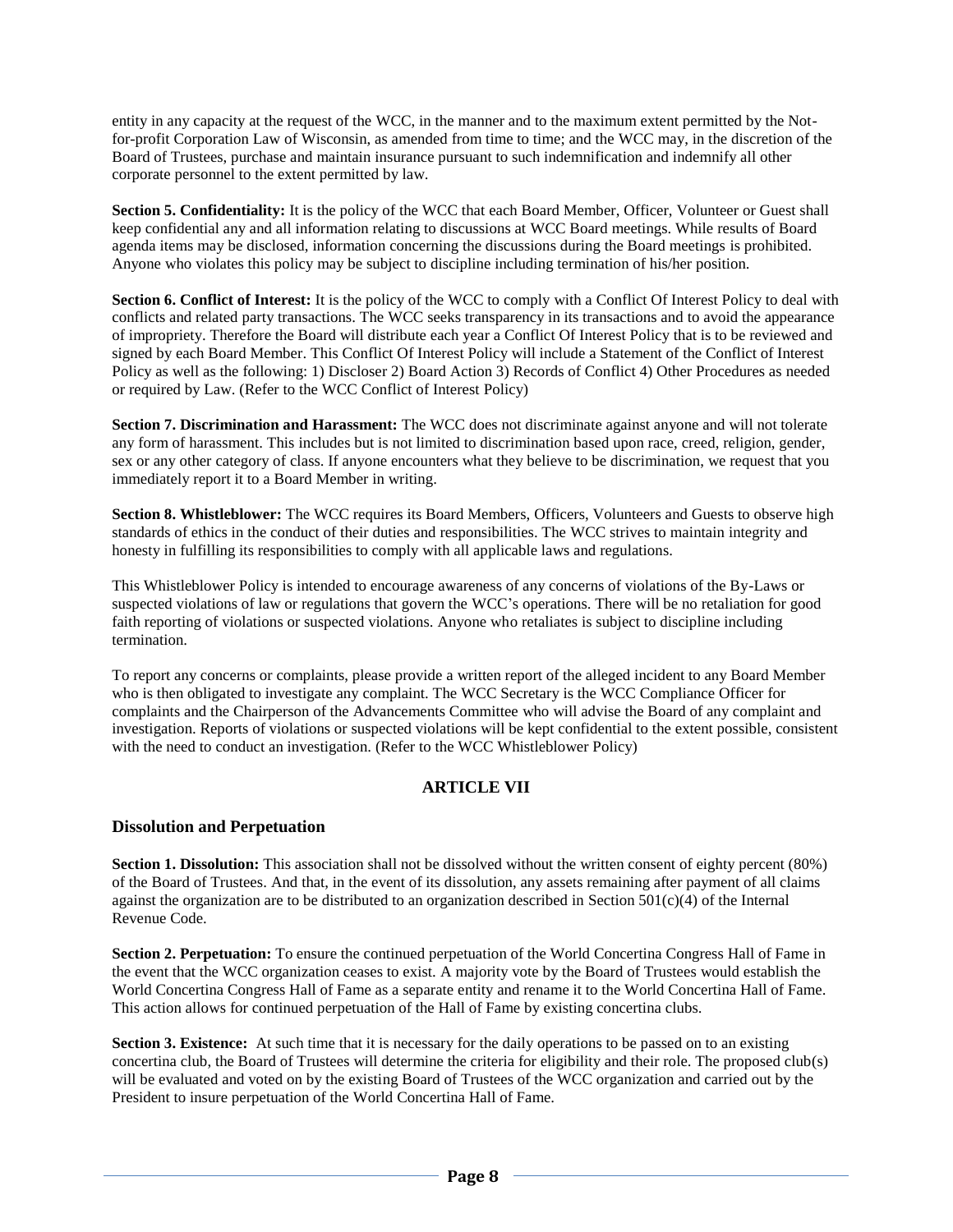entity in any capacity at the request of the WCC, in the manner and to the maximum extent permitted by the Not-for-profit Corporation Law of Wisconsin, as amended from time to time; and the WCC may, in the discretion of the Board of Trustees, purchase and maintain insurance pursuant to such indemnification and indemnify all other corporate personnel to the extent permitted by law.

**Section 5. Confidentiality:** It is the policy of the WCC that each Board Member, Officer, Volunteer or Guest shall keep confidential any and all information relating to discussions at WCC Board meetings. While results of Board agenda items may be disclosed, information concerning the discussions during the Board meetings is prohibited. Anyone who violates this policy may be subject to discipline including termination of his/her position.

**Section 6. Conflict of Interest:** It is the policy of the WCC to comply with a Conflict Of Interest Policy to deal with conflicts and related party transactions. The WCC seeks transparency in its transactions and to avoid the appearance of impropriety. Therefore the Board will distribute each year a Conflict Of Interest Policy that is to be reviewed and signed by each Board Member. This Conflict Of Interest Policy will include a Statement of the Conflict of Interest Policy as well as the following: 1) Discloser 2) Board Action 3) Records of Conflict 4) Other Procedures as needed or required by Law. (Refer to the WCC Conflict of Interest Policy)

**Section 7. Discrimination and Harassment:** The WCC does not discriminate against anyone and will not tolerate any form of harassment. This includes but is not limited to discrimination based upon race, creed, religion, gender, sex or any other category of class. If anyone encounters what they believe to be discrimination, we request that you immediately report it to a Board Member in writing.

**Section 8. Whistleblower:** The WCC requires its Board Members, Officers, Volunteers and Guests to observe high standards of ethics in the conduct of their duties and responsibilities. The WCC strives to maintain integrity and honesty in fulfilling its responsibilities to comply with all applicable laws and regulations.

This Whistleblower Policy is intended to encourage awareness of any concerns of violations of the By-Laws or suspected violations of law or regulations that govern the WCC's operations. There will be no retaliation for good faith reporting of violations or suspected violations. Anyone who retaliates is subject to discipline including termination.

To report any concerns or complaints, please provide a written report of the alleged incident to any Board Member who is then obligated to investigate any complaint. The WCC Secretary is the WCC Compliance Officer for complaints and the Chairperson of the Advancements Committee who will advise the Board of any complaint and investigation. Reports of violations or suspected violations will be kept confidential to the extent possible, consistent with the need to conduct an investigation. (Refer to the WCC Whistleblower Policy)

## ARTICLE VII

### Dissolution and Perpetuation

**Section 1. Dissolution:** This association shall not be dissolved without the written consent of eighty percent (80%) of the Board of Trustees. And that, in the event of its dissolution, any assets remaining after payment of all claims against the organization are to be distributed to an organization described in Section 501(c)(4) of the Internal Revenue Code.

**Section 2. Perpetuation:** To ensure the continued perpetuation of the World Concertina Congress Hall of Fame in the event that the WCC organization ceases to exist. A majority vote by the Board of Trustees would establish the World Concertina Congress Hall of Fame as a separate entity and rename it to the World Concertina Hall of Fame. This action allows for continued perpetuation of the Hall of Fame by existing concertina clubs.

**Section 3. Existence:** At such time that it is necessary for the daily operations to be passed on to an existing concertina club, the Board of Trustees will determine the criteria for eligibility and their role. The proposed club(s) will be evaluated and voted on by the existing Board of Trustees of the WCC organization and carried out by the President to insure perpetuation of the World Concertina Hall of Fame.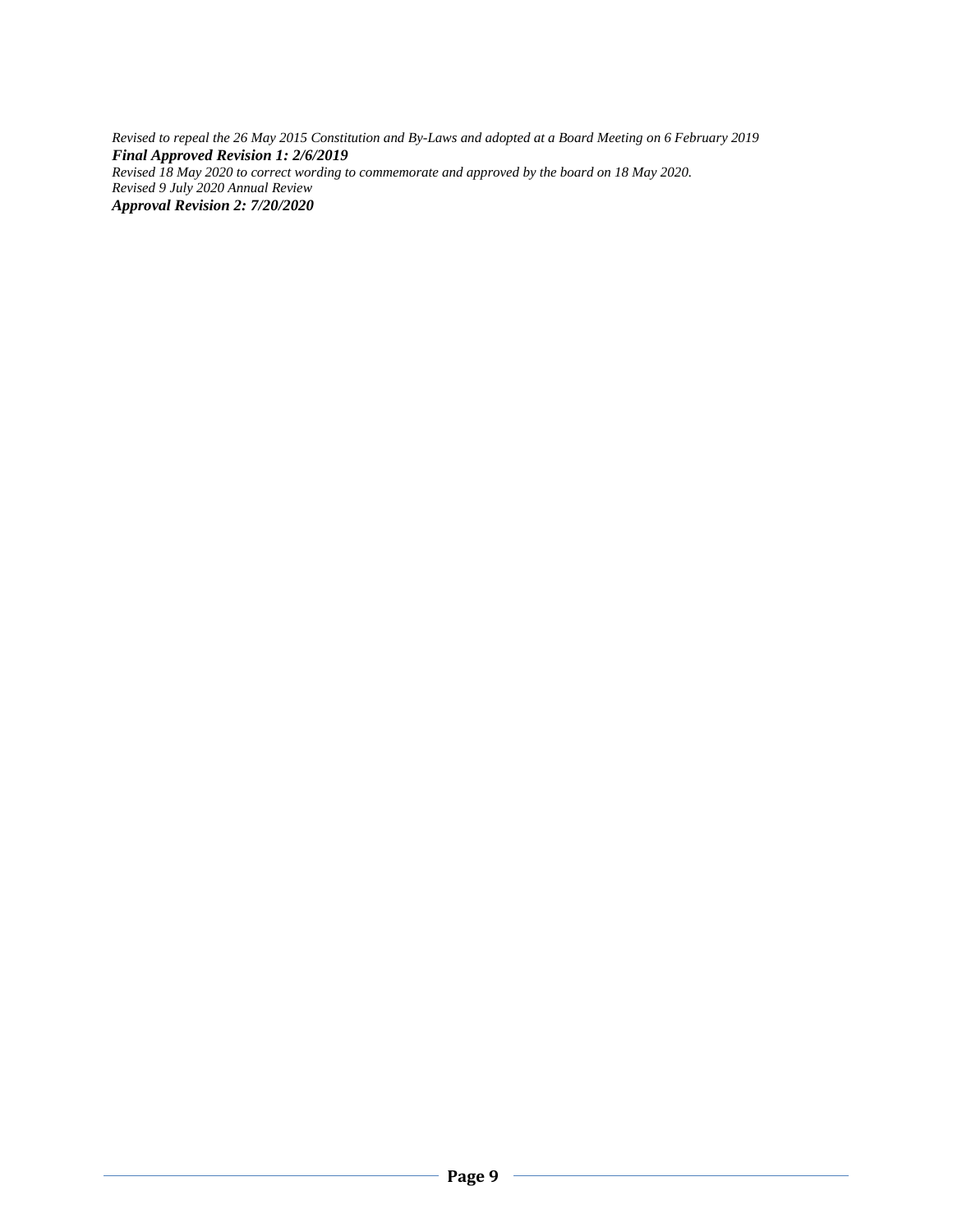*Revised to repeal the 26 May 2015 Constitution and By-Laws and adopted at a Board Meeting on 6 February 2019*
***Final Approved Revision 1: 2/6/2019***
*Revised 18 May 2020 to correct wording to commemorate and approved by the board on 18 May 2020.*
*Revised 9 July 2020 Annual Review*
***Approval Revision 2: 7/20/2020***